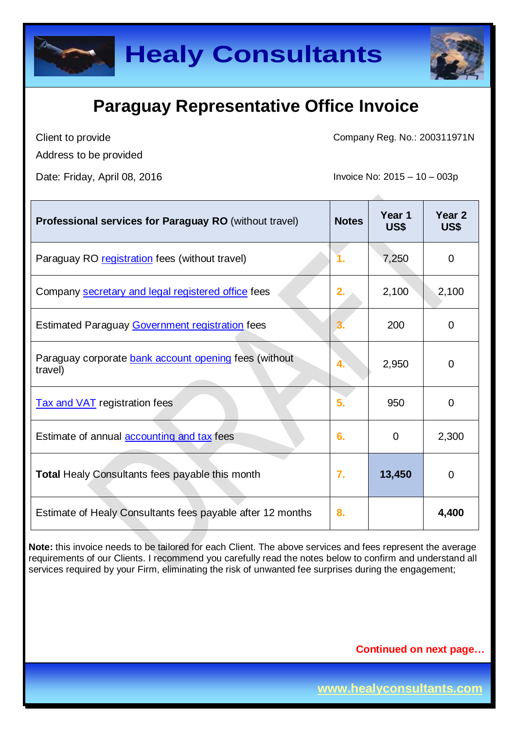# Healy Consultants

## Paraguay Representative Office Invoice

Client to provide

Address to be provided

Date: Friday, April 08, 2016

Company Reg. No.: 200311971N

Invoice No: 2015 – 10 – 003p

| **Professional services for Paraguay RO** (without travel) | **Notes** | **Year 1 US$** | **Year 2 US$** |
|---|---|---|---|
| Paraguay RO registration fees (without travel) | 1. | 7,250 | 0 |
| Company secretary and legal registered office fees | 2. | 2,100 | 2,100 |
| Estimated Paraguay Government registration fees | 3. | 200 | 0 |
| Paraguay corporate bank account opening fees (without travel) | 4. | 2,950 | 0 |
| Tax and VAT registration fees | 5. | 950 | 0 |
| Estimate of annual accounting and tax fees | 6. | 0 | 2,300 |
| **Total** Healy Consultants fees payable this month | 7. | **13,450** | 0 |
| Estimate of Healy Consultants fees payable after 12 months | 8. | | **4,400** |

**Note:** this invoice needs to be tailored for each Client. The above services and fees represent the average requirements of our Clients. I recommend you carefully read the notes below to confirm and understand all services required by your Firm, eliminating the risk of unwanted fee surprises during the engagement;

**Continued on next page…**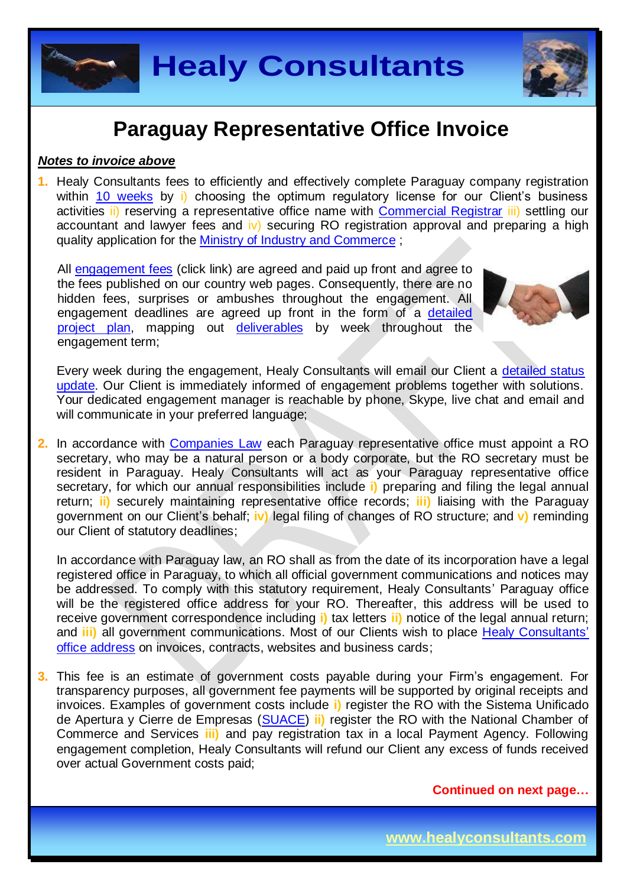# Paraguay Representative Office Invoice

***Notes to invoice above***

1. Healy Consultants fees to efficiently and effectively complete Paraguay company registration within 10 weeks by i) choosing the optimum regulatory license for our Client's business activities ii) reserving a representative office name with Commercial Registrar iii) settling our accountant and lawyer fees and iv) securing RO registration approval and preparing a high quality application for the Ministry of Industry and Commerce ;

   All engagement fees (click link) are agreed and paid up front and agree to the fees published on our country web pages. Consequently, there are no hidden fees, surprises or ambushes throughout the engagement. All engagement deadlines are agreed up front in the form of a detailed project plan, mapping out deliverables by week throughout the engagement term;

   Every week during the engagement, Healy Consultants will email our Client a detailed status update. Our Client is immediately informed of engagement problems together with solutions. Your dedicated engagement manager is reachable by phone, Skype, live chat and email and will communicate in your preferred language;

2. In accordance with Companies Law each Paraguay representative office must appoint a RO secretary, who may be a natural person or a body corporate, but the RO secretary must be resident in Paraguay. Healy Consultants will act as your Paraguay representative office secretary, for which our annual responsibilities include **i)** preparing and filing the legal annual return; **ii)** securely maintaining representative office records; **iii)** liaising with the Paraguay government on our Client's behalf; **iv)** legal filing of changes of RO structure; and **v)** reminding our Client of statutory deadlines;

   In accordance with Paraguay law, an RO shall as from the date of its incorporation have a legal registered office in Paraguay, to which all official government communications and notices may be addressed. To comply with this statutory requirement, Healy Consultants' Paraguay office will be the registered office address for your RO. Thereafter, this address will be used to receive government correspondence including **i)** tax letters **ii)** notice of the legal annual return; and **iii)** all government communications. Most of our Clients wish to place Healy Consultants' office address on invoices, contracts, websites and business cards;

3. This fee is an estimate of government costs payable during your Firm's engagement. For transparency purposes, all government fee payments will be supported by original receipts and invoices. Examples of government costs include **i)** register the RO with the Sistema Unificado de Apertura y Cierre de Empresas (SUACE) **ii)** register the RO with the National Chamber of Commerce and Services **iii)** and pay registration tax in a local Payment Agency. Following engagement completion, Healy Consultants will refund our Client any excess of funds received over actual Government costs paid;

**Continued on next page…**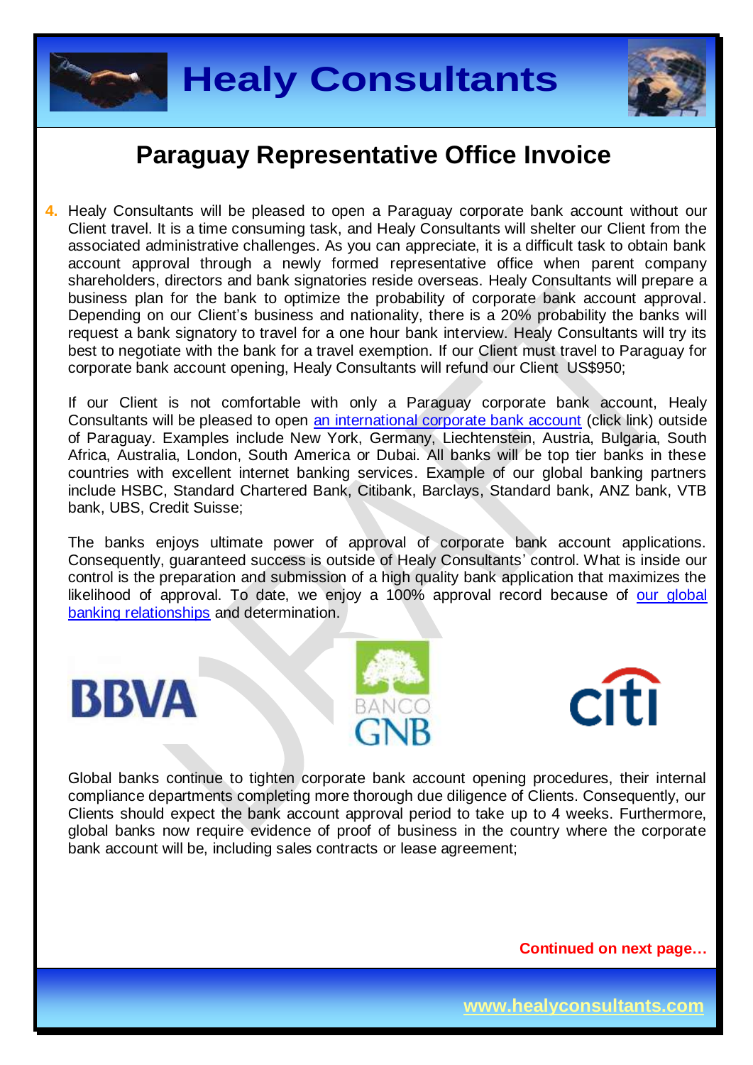## Paraguay Representative Office Invoice

4. Healy Consultants will be pleased to open a Paraguay corporate bank account without our Client travel. It is a time consuming task, and Healy Consultants will shelter our Client from the associated administrative challenges. As you can appreciate, it is a difficult task to obtain bank account approval through a newly formed representative office when parent company shareholders, directors and bank signatories reside overseas. Healy Consultants will prepare a business plan for the bank to optimize the probability of corporate bank account approval. Depending on our Client's business and nationality, there is a 20% probability the banks will request a bank signatory to travel for a one hour bank interview. Healy Consultants will try its best to negotiate with the bank for a travel exemption. If our Client must travel to Paraguay for corporate bank account opening, Healy Consultants will refund our Client US$950;

   If our Client is not comfortable with only a Paraguay corporate bank account, Healy Consultants will be pleased to open [an international corporate bank account] (click link) outside of Paraguay. Examples include New York, Germany, Liechtenstein, Austria, Bulgaria, South Africa, Australia, London, South America or Dubai. All banks will be top tier banks in these countries with excellent internet banking services. Example of our global banking partners include HSBC, Standard Chartered Bank, Citibank, Barclays, Standard bank, ANZ bank, VTB bank, UBS, Credit Suisse;

   The banks enjoys ultimate power of approval of corporate bank account applications. Consequently, guaranteed success is outside of Healy Consultants' control. What is inside our control is the preparation and submission of a high quality bank application that maximizes the likelihood of approval. To date, we enjoy a 100% approval record because of [our global banking relationships] and determination.

   Global banks continue to tighten corporate bank account opening procedures, their internal compliance departments completing more thorough due diligence of Clients. Consequently, our Clients should expect the bank account approval period to take up to 4 weeks. Furthermore, global banks now require evidence of proof of business in the country where the corporate bank account will be, including sales contracts or lease agreement;

**Continued on next page…**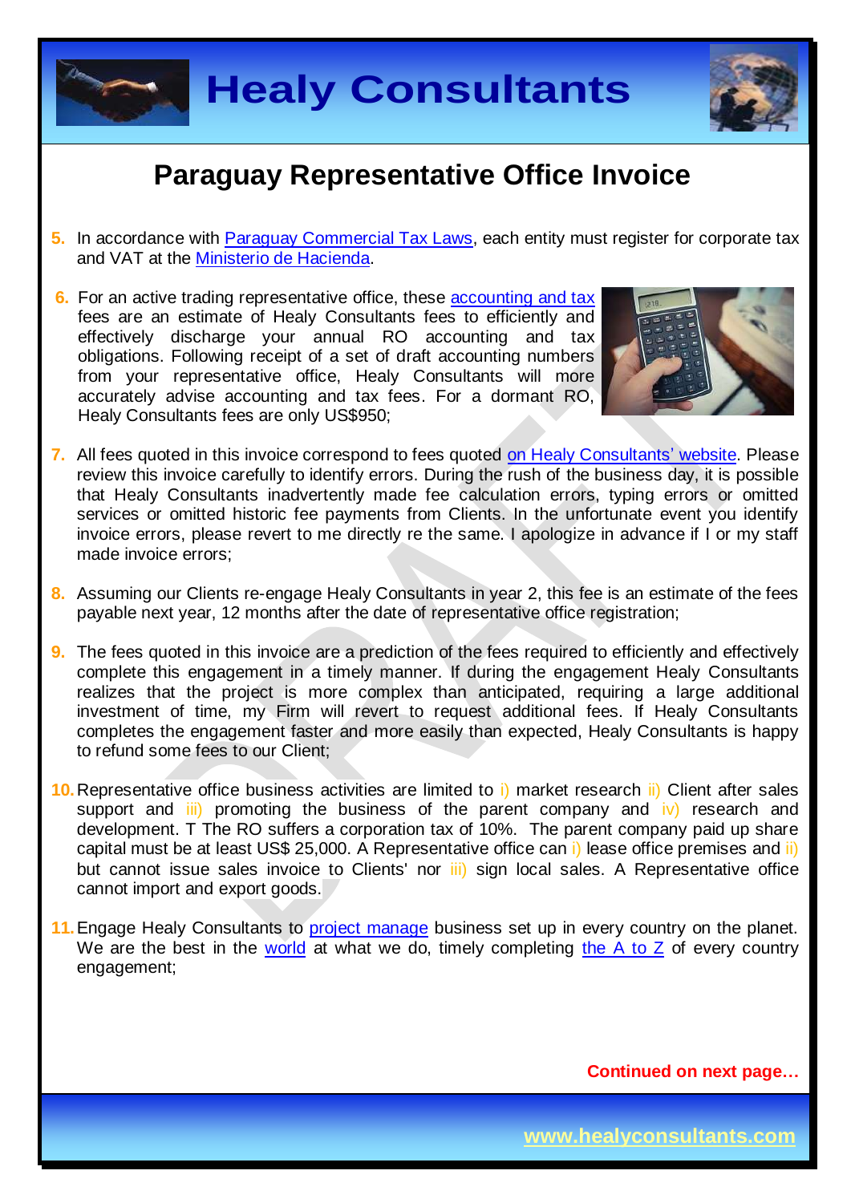# Paraguay Representative Office Invoice

5. In accordance with Paraguay Commercial Tax Laws, each entity must register for corporate tax and VAT at the Ministerio de Hacienda.

6. For an active trading representative office, these accounting and tax fees are an estimate of Healy Consultants fees to efficiently and effectively discharge your annual RO accounting and tax obligations. Following receipt of a set of draft accounting numbers from your representative office, Healy Consultants will more accurately advise accounting and tax fees. For a dormant RO, Healy Consultants fees are only US$950;

7. All fees quoted in this invoice correspond to fees quoted on Healy Consultants' website. Please review this invoice carefully to identify errors. During the rush of the business day, it is possible that Healy Consultants inadvertently made fee calculation errors, typing errors or omitted services or omitted historic fee payments from Clients. In the unfortunate event you identify invoice errors, please revert to me directly re the same. I apologize in advance if I or my staff made invoice errors;

8. Assuming our Clients re-engage Healy Consultants in year 2, this fee is an estimate of the fees payable next year, 12 months after the date of representative office registration;

9. The fees quoted in this invoice are a prediction of the fees required to efficiently and effectively complete this engagement in a timely manner. If during the engagement Healy Consultants realizes that the project is more complex than anticipated, requiring a large additional investment of time, my Firm will revert to request additional fees. If Healy Consultants completes the engagement faster and more easily than expected, Healy Consultants is happy to refund some fees to our Client;

10. Representative office business activities are limited to i) market research ii) Client after sales support and iii) promoting the business of the parent company and iv) research and development. T The RO suffers a corporation tax of 10%. The parent company paid up share capital must be at least US$ 25,000. A Representative office can i) lease office premises and ii) but cannot issue sales invoice to Clients' nor iii) sign local sales. A Representative office cannot import and export goods.

11. Engage Healy Consultants to project manage business set up in every country on the planet. We are the best in the world at what we do, timely completing the A to Z of every country engagement;

**Continued on next page…**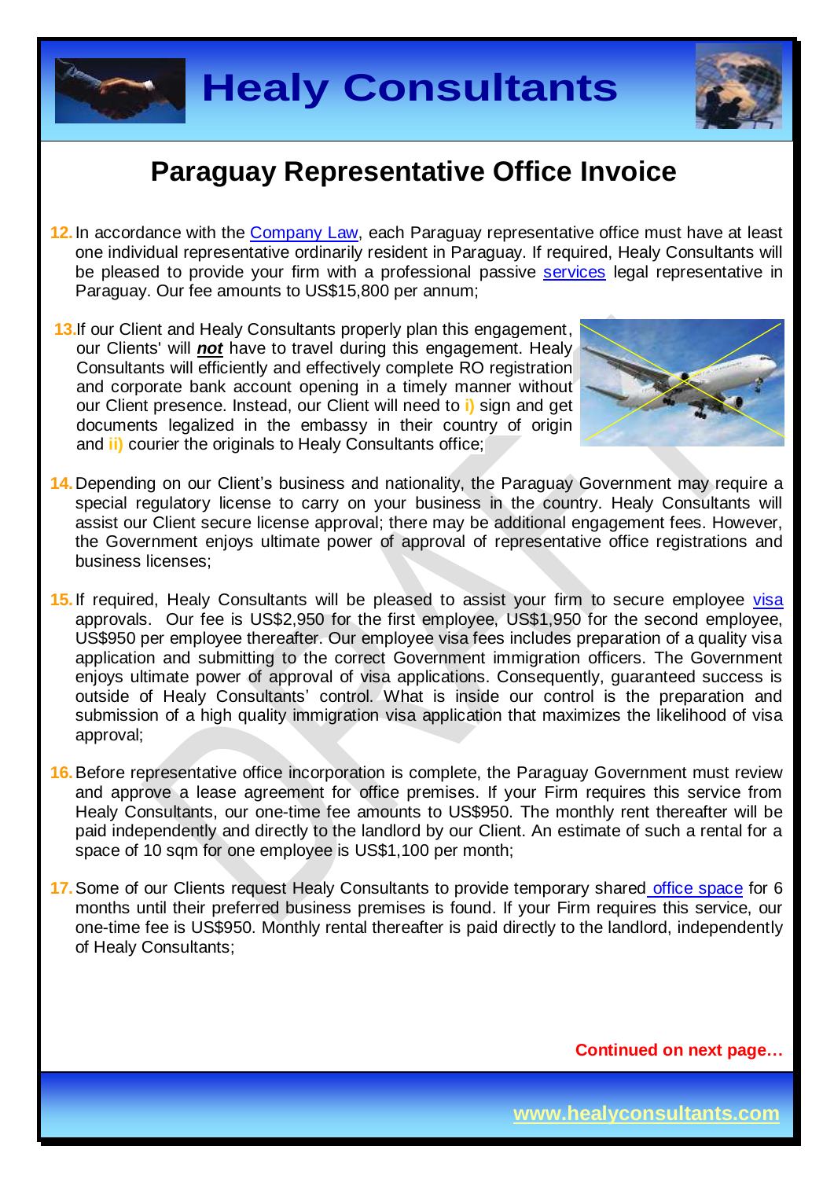## Paraguay Representative Office Invoice

12. In accordance with the Company Law, each Paraguay representative office must have at least one individual representative ordinarily resident in Paraguay. If required, Healy Consultants will be pleased to provide your firm with a professional passive services legal representative in Paraguay. Our fee amounts to US$15,800 per annum;

13. If our Client and Healy Consultants properly plan this engagement, our Clients' will ***not*** have to travel during this engagement. Healy Consultants will efficiently and effectively complete RO registration and corporate bank account opening in a timely manner without our Client presence. Instead, our Client will need to **i)** sign and get documents legalized in the embassy in their country of origin and **ii)** courier the originals to Healy Consultants office;

14. Depending on our Client's business and nationality, the Paraguay Government may require a special regulatory license to carry on your business in the country. Healy Consultants will assist our Client secure license approval; there may be additional engagement fees. However, the Government enjoys ultimate power of approval of representative office registrations and business licenses;

15. If required, Healy Consultants will be pleased to assist your firm to secure employee visa approvals. Our fee is US$2,950 for the first employee, US$1,950 for the second employee, US$950 per employee thereafter. Our employee visa fees includes preparation of a quality visa application and submitting to the correct Government immigration officers. The Government enjoys ultimate power of approval of visa applications. Consequently, guaranteed success is outside of Healy Consultants' control. What is inside our control is the preparation and submission of a high quality immigration visa application that maximizes the likelihood of visa approval;

16. Before representative office incorporation is complete, the Paraguay Government must review and approve a lease agreement for office premises. If your Firm requires this service from Healy Consultants, our one-time fee amounts to US$950. The monthly rent thereafter will be paid independently and directly to the landlord by our Client. An estimate of such a rental for a space of 10 sqm for one employee is US$1,100 per month;

17. Some of our Clients request Healy Consultants to provide temporary shared office space for 6 months until their preferred business premises is found. If your Firm requires this service, our one-time fee is US$950. Monthly rental thereafter is paid directly to the landlord, independently of Healy Consultants;

**Continued on next page…**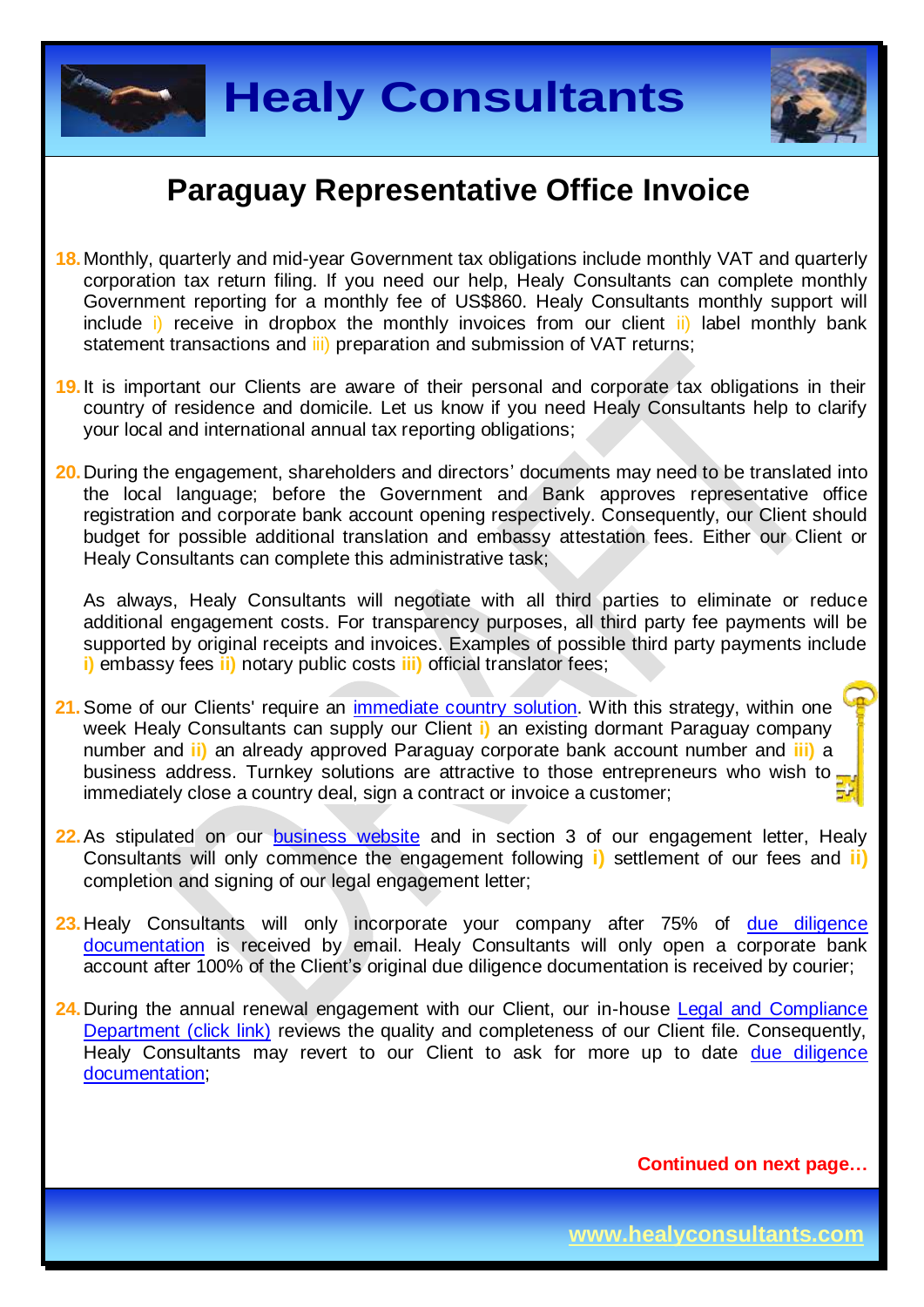## Paraguay Representative Office Invoice

18. Monthly, quarterly and mid-year Government tax obligations include monthly VAT and quarterly corporation tax return filing. If you need our help, Healy Consultants can complete monthly Government reporting for a monthly fee of US$860. Healy Consultants monthly support will include i) receive in dropbox the monthly invoices from our client ii) label monthly bank statement transactions and iii) preparation and submission of VAT returns;

19. It is important our Clients are aware of their personal and corporate tax obligations in their country of residence and domicile. Let us know if you need Healy Consultants help to clarify your local and international annual tax reporting obligations;

20. During the engagement, shareholders and directors' documents may need to be translated into the local language; before the Government and Bank approves representative office registration and corporate bank account opening respectively. Consequently, our Client should budget for possible additional translation and embassy attestation fees. Either our Client or Healy Consultants can complete this administrative task;

    As always, Healy Consultants will negotiate with all third parties to eliminate or reduce additional engagement costs. For transparency purposes, all third party fee payments will be supported by original receipts and invoices. Examples of possible third party payments include **i)** embassy fees **ii)** notary public costs **iii)** official translator fees;

21. Some of our Clients' require an immediate country solution. With this strategy, within one week Healy Consultants can supply our Client **i)** an existing dormant Paraguay company number and **ii)** an already approved Paraguay corporate bank account number and **iii)** a business address. Turnkey solutions are attractive to those entrepreneurs who wish to immediately close a country deal, sign a contract or invoice a customer;

22. As stipulated on our business website and in section 3 of our engagement letter, Healy Consultants will only commence the engagement following **i)** settlement of our fees and **ii)** completion and signing of our legal engagement letter;

23. Healy Consultants will only incorporate your company after 75% of due diligence documentation is received by email. Healy Consultants will only open a corporate bank account after 100% of the Client's original due diligence documentation is received by courier;

24. During the annual renewal engagement with our Client, our in-house Legal and Compliance Department (click link) reviews the quality and completeness of our Client file. Consequently, Healy Consultants may revert to our Client to ask for more up to date due diligence documentation;

**Continued on next page…**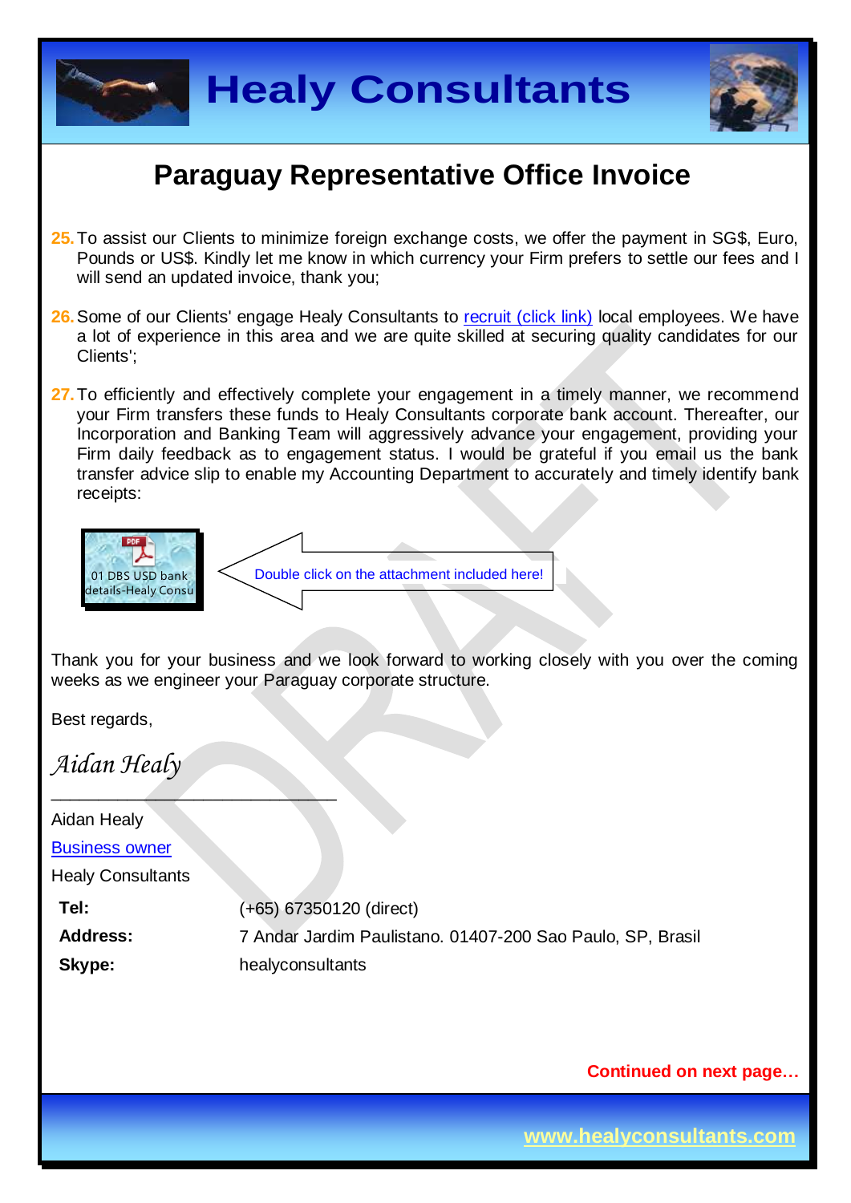# Paraguay Representative Office Invoice

25. To assist our Clients to minimize foreign exchange costs, we offer the payment in SG$, Euro, Pounds or US$. Kindly let me know in which currency your Firm prefers to settle our fees and I will send an updated invoice, thank you;

26. Some of our Clients' engage Healy Consultants to recruit (click link) local employees. We have a lot of experience in this area and we are quite skilled at securing quality candidates for our Clients';

27. To efficiently and effectively complete your engagement in a timely manner, we recommend your Firm transfers these funds to Healy Consultants corporate bank account. Thereafter, our Incorporation and Banking Team will aggressively advance your engagement, providing your Firm daily feedback as to engagement status. I would be grateful if you email us the bank transfer advice slip to enable my Accounting Department to accurately and timely identify bank receipts:

01 DBS USD bank details-Healy Consu

Double click on the attachment included here!

Thank you for your business and we look forward to working closely with you over the coming weeks as we engineer your Paraguay corporate structure.

Best regards,

*Aidan Healy*

Aidan Healy

Business owner

Healy Consultants

| | |
|---|---|
| **Tel:** | (+65) 67350120 (direct) |
| **Address:** | 7 Andar Jardim Paulistano. 01407-200 Sao Paulo, SP, Brasil |
| **Skype:** | healyconsultants |

**Continued on next page…**